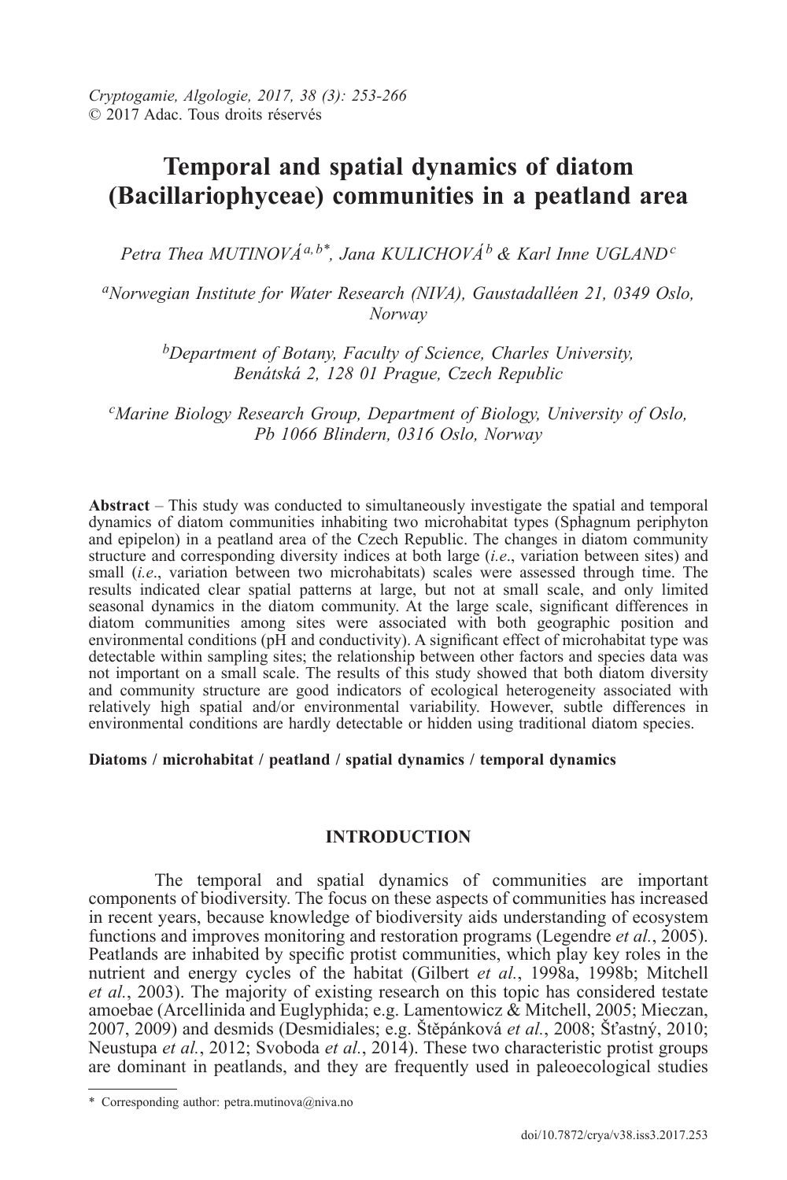Cryptogamie, Algologie, 2017, 38 (3): 253-266
© 2017 Adac. Tous droits réservés

# Temporal and spatial dynamics of diatom (Bacillariophyceae) communities in a peatland area

*Petra Thea MUTINOVÁ*[a,b*], *Jana KULICHOVÁ*[b] & *Karl Inne UGLAND*[c]

[a]*Norwegian Institute for Water Research (NIVA), Gaustadalléen 21, 0349 Oslo, Norway*

[b]*Department of Botany, Faculty of Science, Charles University, Benátská 2, 128 01 Prague, Czech Republic*

[c]*Marine Biology Research Group, Department of Biology, University of Oslo, Pb 1066 Blindern, 0316 Oslo, Norway*

**Abstract** – This study was conducted to simultaneously investigate the spatial and temporal dynamics of diatom communities inhabiting two microhabitat types (Sphagnum periphyton and epipelon) in a peatland area of the Czech Republic. The changes in diatom community structure and corresponding diversity indices at both large (*i.e.*, variation between sites) and small (*i.e.*, variation between two microhabitats) scales were assessed through time. The results indicated clear spatial patterns at large, but not at small scale, and only limited seasonal dynamics in the diatom community. At the large scale, significant differences in diatom communities among sites were associated with both geographic position and environmental conditions (pH and conductivity). A significant effect of microhabitat type was detectable within sampling sites; the relationship between other factors and species data was not important on a small scale. The results of this study showed that both diatom diversity and community structure are good indicators of ecological heterogeneity associated with relatively high spatial and/or environmental variability. However, subtle differences in environmental conditions are hardly detectable or hidden using traditional diatom species.

**Diatoms / microhabitat / peatland / spatial dynamics / temporal dynamics**

## INTRODUCTION

The temporal and spatial dynamics of communities are important components of biodiversity. The focus on these aspects of communities has increased in recent years, because knowledge of biodiversity aids understanding of ecosystem functions and improves monitoring and restoration programs (Legendre *et al.*, 2005). Peatlands are inhabited by specific protist communities, which play key roles in the nutrient and energy cycles of the habitat (Gilbert *et al.*, 1998a, 1998b; Mitchell *et al.*, 2003). The majority of existing research on this topic has considered testate amoebae (Arcellinida and Euglyphida; e.g. Lamentowicz & Mitchell, 2005; Mieczan, 2007, 2009) and desmids (Desmidiales; e.g. Štěpánková *et al.*, 2008; Šťastný, 2010; Neustupa *et al.*, 2012; Svoboda *et al.*, 2014). These two characteristic protist groups are dominant in peatlands, and they are frequently used in paleoecological studies

\* Corresponding author: petra.mutinova@niva.no

doi/10.7872/crya/v38.iss3.2017.253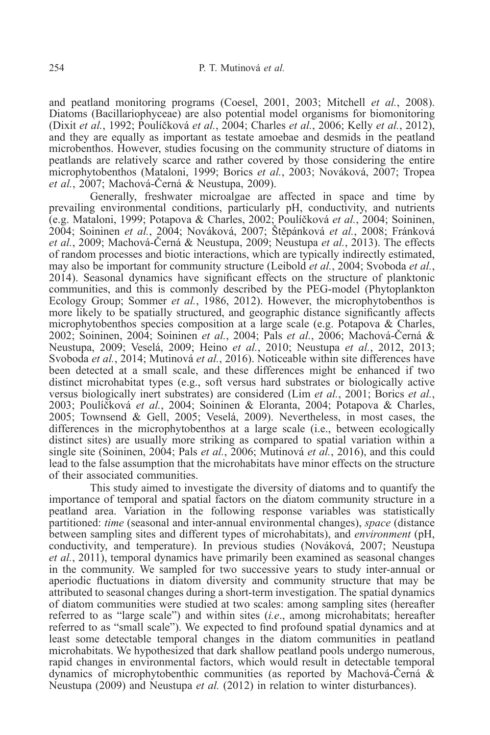and peatland monitoring programs (Coesel, 2001, 2003; Mitchell *et al.*, 2008). Diatoms (Bacillariophyceae) are also potential model organisms for biomonitoring (Dixit *et al.*, 1992; Poulíčková *et al.*, 2004; Charles *et al.*, 2006; Kelly *et al.*, 2012), and they are equally as important as testate amoebae and desmids in the peatland microbenthos. However, studies focusing on the community structure of diatoms in peatlands are relatively scarce and rather covered by those considering the entire microphytobenthos (Mataloni, 1999; Borics *et al.*, 2003; Nováková, 2007; Tropea *et al.*, 2007; Machová-Černá & Neustupa, 2009).

Generally, freshwater microalgae are affected in space and time by prevailing environmental conditions, particularly pH, conductivity, and nutrients (e.g. Mataloni, 1999; Potapova & Charles, 2002; Poulíčková *et al.*, 2004; Soininen, 2004; Soininen *et al.*, 2004; Nováková, 2007; Štěpánková *et al.*, 2008; Fránková *et al.*, 2009; Machová-Černá & Neustupa, 2009; Neustupa *et al.*, 2013). The effects of random processes and biotic interactions, which are typically indirectly estimated, may also be important for community structure (Leibold *et al.*, 2004; Svoboda *et al.*, 2014). Seasonal dynamics have significant effects on the structure of planktonic communities, and this is commonly described by the PEG-model (Phytoplankton Ecology Group; Sommer *et al.*, 1986, 2012). However, the microphytobenthos is more likely to be spatially structured, and geographic distance significantly affects microphytobenthos species composition at a large scale (e.g. Potapova & Charles, 2002; Soininen, 2004; Soininen *et al.*, 2004; Pals *et al.*, 2006; Machová-Černá & Neustupa, 2009; Veselá, 2009; Heino *et al.*, 2010; Neustupa *et al.*, 2012, 2013; Svoboda *et al.*, 2014; Mutinová *et al.*, 2016). Noticeable within site differences have been detected at a small scale, and these differences might be enhanced if two distinct microhabitat types (e.g., soft versus hard substrates or biologically active versus biologically inert substrates) are considered (Lim *et al.*, 2001; Borics *et al.*, 2003; Poulíčková *et al.*, 2004; Soininen & Eloranta, 2004; Potapova & Charles, 2005; Townsend & Gell, 2005; Veselá, 2009). Nevertheless, in most cases, the differences in the microphytobenthos at a large scale (i.e., between ecologically distinct sites) are usually more striking as compared to spatial variation within a single site (Soininen, 2004; Pals *et al.*, 2006; Mutinová *et al.*, 2016), and this could lead to the false assumption that the microhabitats have minor effects on the structure of their associated communities.

This study aimed to investigate the diversity of diatoms and to quantify the importance of temporal and spatial factors on the diatom community structure in a peatland area. Variation in the following response variables was statistically partitioned: *time* (seasonal and inter-annual environmental changes), *space* (distance between sampling sites and different types of microhabitats), and *environment* (pH, conductivity, and temperature). In previous studies (Nováková, 2007; Neustupa *et al.*, 2011), temporal dynamics have primarily been examined as seasonal changes in the community. We sampled for two successive years to study inter-annual or aperiodic fluctuations in diatom diversity and community structure that may be attributed to seasonal changes during a short-term investigation. The spatial dynamics of diatom communities were studied at two scales: among sampling sites (hereafter referred to as "large scale") and within sites (*i.e*., among microhabitats; hereafter referred to as "small scale"). We expected to find profound spatial dynamics and at least some detectable temporal changes in the diatom communities in peatland microhabitats. We hypothesized that dark shallow peatland pools undergo numerous, rapid changes in environmental factors, which would result in detectable temporal dynamics of microphytobenthic communities (as reported by Machová-Černá & Neustupa (2009) and Neustupa *et al.* (2012) in relation to winter disturbances).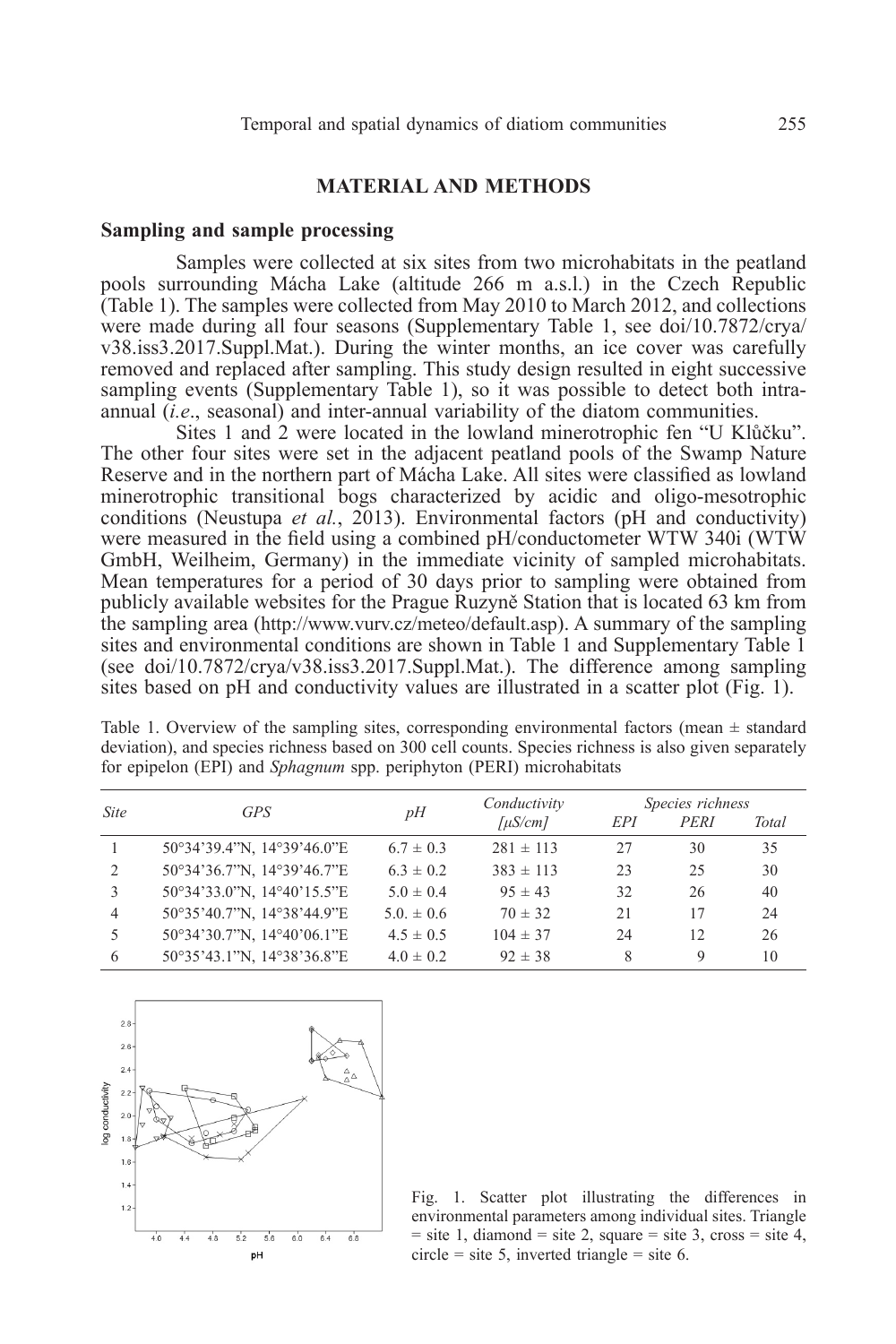## MATERIAL AND METHODS

### Sampling and sample processing

Samples were collected at six sites from two microhabitats in the peatland pools surrounding Mácha Lake (altitude 266 m a.s.l.) in the Czech Republic (Table 1). The samples were collected from May 2010 to March 2012, and collections were made during all four seasons (Supplementary Table 1, see doi/10.7872/crya/v38.iss3.2017.Suppl.Mat.). During the winter months, an ice cover was carefully removed and replaced after sampling. This study design resulted in eight successive sampling events (Supplementary Table 1), so it was possible to detect both intra-annual (*i.e*., seasonal) and inter-annual variability of the diatom communities.

Sites 1 and 2 were located in the lowland minerotrophic fen "U Klůčku". The other four sites were set in the adjacent peatland pools of the Swamp Nature Reserve and in the northern part of Mácha Lake. All sites were classified as lowland minerotrophic transitional bogs characterized by acidic and oligo-mesotrophic conditions (Neustupa *et al.*, 2013). Environmental factors (pH and conductivity) were measured in the field using a combined pH/conductometer WTW 340i (WTW GmbH, Weilheim, Germany) in the immediate vicinity of sampled microhabitats. Mean temperatures for a period of 30 days prior to sampling were obtained from publicly available websites for the Prague Ruzyně Station that is located 63 km from the sampling area (http://www.vurv.cz/meteo/default.asp). A summary of the sampling sites and environmental conditions are shown in Table 1 and Supplementary Table 1 (see doi/10.7872/crya/v38.iss3.2017.Suppl.Mat.). The difference among sampling sites based on pH and conductivity values are illustrated in a scatter plot (Fig. 1).

Table 1. Overview of the sampling sites, corresponding environmental factors (mean ± standard deviation), and species richness based on 300 cell counts. Species richness is also given separately for epipelon (EPI) and *Sphagnum* spp. periphyton (PERI) microhabitats

| *Site* | *GPS* | *pH* | *Conductivity [μS/cm]* | *Species richness* | | |
|---|---|---|---|---|---|---|
| | | | | *EPI* | *PERI* | *Total* |
| 1 | 50°34'39.4"N, 14°39'46.0"E | 6.7 ± 0.3 | 281 ± 113 | 27 | 30 | 35 |
| 2 | 50°34'36.7"N, 14°39'46.7"E | 6.3 ± 0.2 | 383 ± 113 | 23 | 25 | 30 |
| 3 | 50°34'33.0"N, 14°40'15.5"E | 5.0 ± 0.4 | 95 ± 43 | 32 | 26 | 40 |
| 4 | 50°35'40.7"N, 14°38'44.9"E | 5.0. ± 0.6 | 70 ± 32 | 21 | 17 | 24 |
| 5 | 50°34'30.7"N, 14°40'06.1"E | 4.5 ± 0.5 | 104 ± 37 | 24 | 12 | 26 |
| 6 | 50°35'43.1"N, 14°38'36.8"E | 4.0 ± 0.2 | 92 ± 38 | 8 | 9 | 10 |

Fig. 1. Scatter plot illustrating the differences in environmental parameters among individual sites. Triangle = site 1, diamond = site 2, square = site 3, cross = site 4, circle = site 5, inverted triangle = site 6.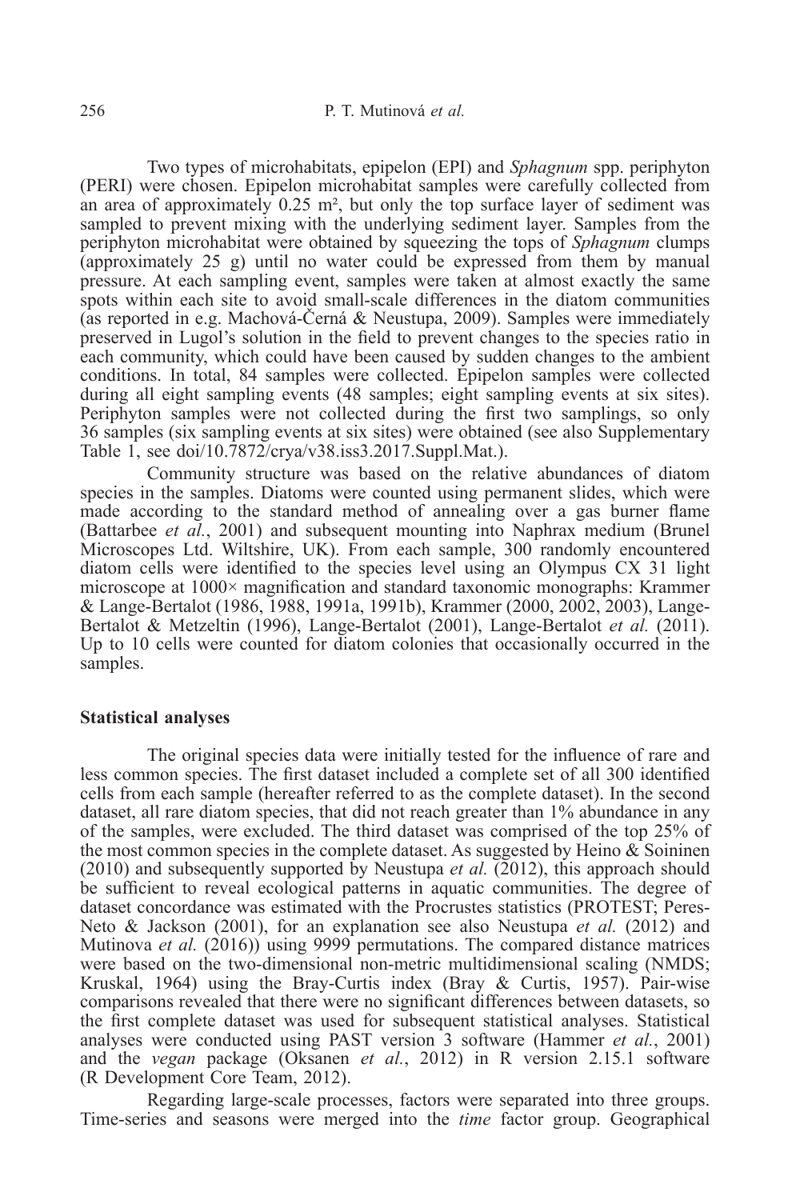Two types of microhabitats, epipelon (EPI) and *Sphagnum* spp. periphyton (PERI) were chosen. Epipelon microhabitat samples were carefully collected from an area of approximately 0.25 m², but only the top surface layer of sediment was sampled to prevent mixing with the underlying sediment layer. Samples from the periphyton microhabitat were obtained by squeezing the tops of *Sphagnum* clumps (approximately 25 g) until no water could be expressed from them by manual pressure. At each sampling event, samples were taken at almost exactly the same spots within each site to avoid small-scale differences in the diatom communities (as reported in e.g. Machová-Černá & Neustupa, 2009). Samples were immediately preserved in Lugol's solution in the field to prevent changes to the species ratio in each community, which could have been caused by sudden changes to the ambient conditions. In total, 84 samples were collected. Epipelon samples were collected during all eight sampling events (48 samples; eight sampling events at six sites). Periphyton samples were not collected during the first two samplings, so only 36 samples (six sampling events at six sites) were obtained (see also Supplementary Table 1, see doi/10.7872/crya/v38.iss3.2017.Suppl.Mat.).

Community structure was based on the relative abundances of diatom species in the samples. Diatoms were counted using permanent slides, which were made according to the standard method of annealing over a gas burner flame (Battarbee *et al.*, 2001) and subsequent mounting into Naphrax medium (Brunel Microscopes Ltd. Wiltshire, UK). From each sample, 300 randomly encountered diatom cells were identified to the species level using an Olympus CX 31 light microscope at 1000× magnification and standard taxonomic monographs: Krammer & Lange-Bertalot (1986, 1988, 1991a, 1991b), Krammer (2000, 2002, 2003), Lange-Bertalot & Metzeltin (1996), Lange-Bertalot (2001), Lange-Bertalot *et al.* (2011). Up to 10 cells were counted for diatom colonies that occasionally occurred in the samples.

### Statistical analyses

The original species data were initially tested for the influence of rare and less common species. The first dataset included a complete set of all 300 identified cells from each sample (hereafter referred to as the complete dataset). In the second dataset, all rare diatom species, that did not reach greater than 1% abundance in any of the samples, were excluded. The third dataset was comprised of the top 25% of the most common species in the complete dataset. As suggested by Heino & Soininen (2010) and subsequently supported by Neustupa *et al.* (2012), this approach should be sufficient to reveal ecological patterns in aquatic communities. The degree of dataset concordance was estimated with the Procrustes statistics (PROTEST; Peres-Neto & Jackson (2001), for an explanation see also Neustupa *et al.* (2012) and Mutinova *et al.* (2016)) using 9999 permutations. The compared distance matrices were based on the two-dimensional non-metric multidimensional scaling (NMDS; Kruskal, 1964) using the Bray-Curtis index (Bray & Curtis, 1957). Pair-wise comparisons revealed that there were no significant differences between datasets, so the first complete dataset was used for subsequent statistical analyses. Statistical analyses were conducted using PAST version 3 software (Hammer *et al.*, 2001) and the *vegan* package (Oksanen *et al.*, 2012) in R version 2.15.1 software (R Development Core Team, 2012).

Regarding large-scale processes, factors were separated into three groups. Time-series and seasons were merged into the *time* factor group. Geographical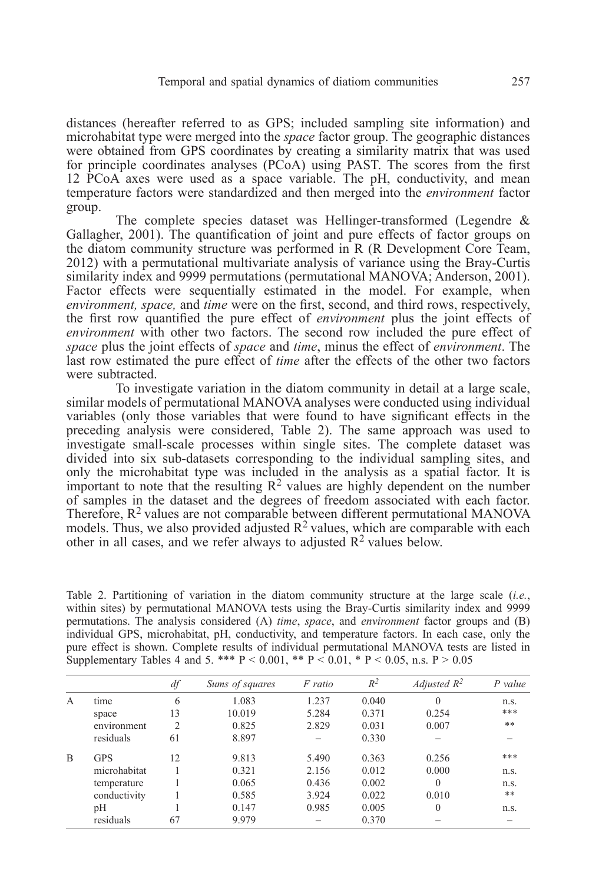distances (hereafter referred to as GPS; included sampling site information) and microhabitat type were merged into the *space* factor group. The geographic distances were obtained from GPS coordinates by creating a similarity matrix that was used for principle coordinates analyses (PCoA) using PAST. The scores from the first 12 PCoA axes were used as a space variable. The pH, conductivity, and mean temperature factors were standardized and then merged into the *environment* factor group.

The complete species dataset was Hellinger-transformed (Legendre & Gallagher, 2001). The quantification of joint and pure effects of factor groups on the diatom community structure was performed in R (R Development Core Team, 2012) with a permutational multivariate analysis of variance using the Bray-Curtis similarity index and 9999 permutations (permutational MANOVA; Anderson, 2001). Factor effects were sequentially estimated in the model. For example, when *environment, space,* and *time* were on the first, second, and third rows, respectively, the first row quantified the pure effect of *environment* plus the joint effects of *environment* with other two factors. The second row included the pure effect of *space* plus the joint effects of *space* and *time*, minus the effect of *environment*. The last row estimated the pure effect of *time* after the effects of the other two factors were subtracted.

To investigate variation in the diatom community in detail at a large scale, similar models of permutational MANOVA analyses were conducted using individual variables (only those variables that were found to have significant effects in the preceding analysis were considered, Table 2). The same approach was used to investigate small-scale processes within single sites. The complete dataset was divided into six sub-datasets corresponding to the individual sampling sites, and only the microhabitat type was included in the analysis as a spatial factor. It is important to note that the resulting $R^2$ values are highly dependent on the number of samples in the dataset and the degrees of freedom associated with each factor. Therefore, $R^2$ values are not comparable between different permutational MANOVA models. Thus, we also provided adjusted $R^2$ values, which are comparable with each other in all cases, and we refer always to adjusted $R^2$ values below.

Table 2. Partitioning of variation in the diatom community structure at the large scale (*i.e.*, within sites) by permutational MANOVA tests using the Bray-Curtis similarity index and 9999 permutations. The analysis considered (A) *time*, *space*, and *environment* factor groups and (B) individual GPS, microhabitat, pH, conductivity, and temperature factors. In each case, only the pure effect is shown. Complete results of individual permutational MANOVA tests are listed in Supplementary Tables 4 and 5. *** $P < 0.001$, ** $P < 0.01$, * $P < 0.05$, n.s. $P > 0.05$

| | | *df* | *Sums of squares* | *F ratio* | $R^2$ | *Adjusted* $R^2$ | *P value* |
|---|---|---|---|---|---|---|---|
| A | time | 6 | 1.083 | 1.237 | 0.040 | 0 | n.s. |
| | space | 13 | 10.019 | 5.284 | 0.371 | 0.254 | *** |
| | environment | 2 | 0.825 | 2.829 | 0.031 | 0.007 | ** |
| | residuals | 61 | 8.897 | – | 0.330 | – | – |
| B | GPS | 12 | 9.813 | 5.490 | 0.363 | 0.256 | *** |
| | microhabitat | 1 | 0.321 | 2.156 | 0.012 | 0.000 | n.s. |
| | temperature | 1 | 0.065 | 0.436 | 0.002 | 0 | n.s. |
| | conductivity | 1 | 0.585 | 3.924 | 0.022 | 0.010 | ** |
| | pH | 1 | 0.147 | 0.985 | 0.005 | 0 | n.s. |
| | residuals | 67 | 9.979 | – | 0.370 | – | – |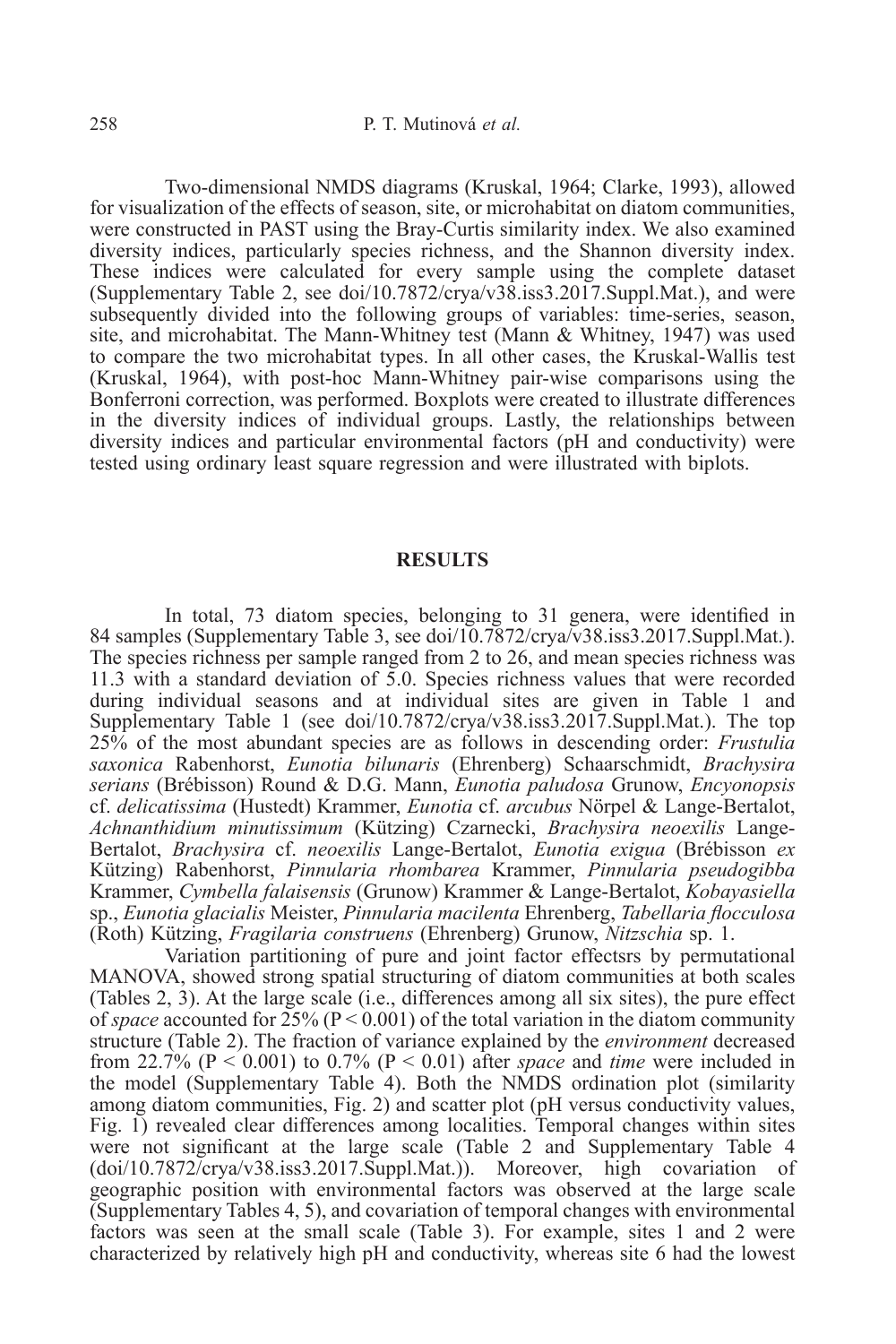Two-dimensional NMDS diagrams (Kruskal, 1964; Clarke, 1993), allowed for visualization of the effects of season, site, or microhabitat on diatom communities, were constructed in PAST using the Bray-Curtis similarity index. We also examined diversity indices, particularly species richness, and the Shannon diversity index. These indices were calculated for every sample using the complete dataset (Supplementary Table 2, see doi/10.7872/crya/v38.iss3.2017.Suppl.Mat.), and were subsequently divided into the following groups of variables: time-series, season, site, and microhabitat. The Mann-Whitney test (Mann & Whitney, 1947) was used to compare the two microhabitat types. In all other cases, the Kruskal-Wallis test (Kruskal, 1964), with post-hoc Mann-Whitney pair-wise comparisons using the Bonferroni correction, was performed. Boxplots were created to illustrate differences in the diversity indices of individual groups. Lastly, the relationships between diversity indices and particular environmental factors (pH and conductivity) were tested using ordinary least square regression and were illustrated with biplots.

## RESULTS

In total, 73 diatom species, belonging to 31 genera, were identified in 84 samples (Supplementary Table 3, see doi/10.7872/crya/v38.iss3.2017.Suppl.Mat.). The species richness per sample ranged from 2 to 26, and mean species richness was 11.3 with a standard deviation of 5.0. Species richness values that were recorded during individual seasons and at individual sites are given in Table 1 and Supplementary Table 1 (see doi/10.7872/crya/v38.iss3.2017.Suppl.Mat.). The top 25% of the most abundant species are as follows in descending order: *Frustulia saxonica* Rabenhorst, *Eunotia bilunaris* (Ehrenberg) Schaarschmidt, *Brachysira serians* (Brébisson) Round & D.G. Mann, *Eunotia paludosa* Grunow, *Encyonopsis* cf. *delicatissima* (Hustedt) Krammer, *Eunotia* cf. *arcubus* Nörpel & Lange-Bertalot, *Achnanthidium minutissimum* (Kützing) Czarnecki, *Brachysira neoexilis* Lange-Bertalot, *Brachysira* cf. *neoexilis* Lange-Bertalot, *Eunotia exigua* (Brébisson *ex* Kützing) Rabenhorst, *Pinnularia rhombarea* Krammer, *Pinnularia pseudogibba* Krammer, *Cymbella falaisensis* (Grunow) Krammer & Lange-Bertalot, *Kobayasiella* sp., *Eunotia glacialis* Meister, *Pinnularia macilenta* Ehrenberg, *Tabellaria flocculosa* (Roth) Kützing, *Fragilaria construens* (Ehrenberg) Grunow, *Nitzschia* sp. 1.

Variation partitioning of pure and joint factor effectsrs by permutational MANOVA, showed strong spatial structuring of diatom communities at both scales (Tables 2, 3). At the large scale (i.e., differences among all six sites), the pure effect of *space* accounted for 25% ($P < 0.001$) of the total variation in the diatom community structure (Table 2). The fraction of variance explained by the *environment* decreased from 22.7% ($P < 0.001$) to 0.7% ($P < 0.01$) after *space* and *time* were included in the model (Supplementary Table 4). Both the NMDS ordination plot (similarity among diatom communities, Fig. 2) and scatter plot (pH versus conductivity values, Fig. 1) revealed clear differences among localities. Temporal changes within sites were not significant at the large scale (Table 2 and Supplementary Table 4 (doi/10.7872/crya/v38.iss3.2017.Suppl.Mat.)). Moreover, high covariation of geographic position with environmental factors was observed at the large scale (Supplementary Tables 4, 5), and covariation of temporal changes with environmental factors was seen at the small scale (Table 3). For example, sites 1 and 2 were characterized by relatively high pH and conductivity, whereas site 6 had the lowest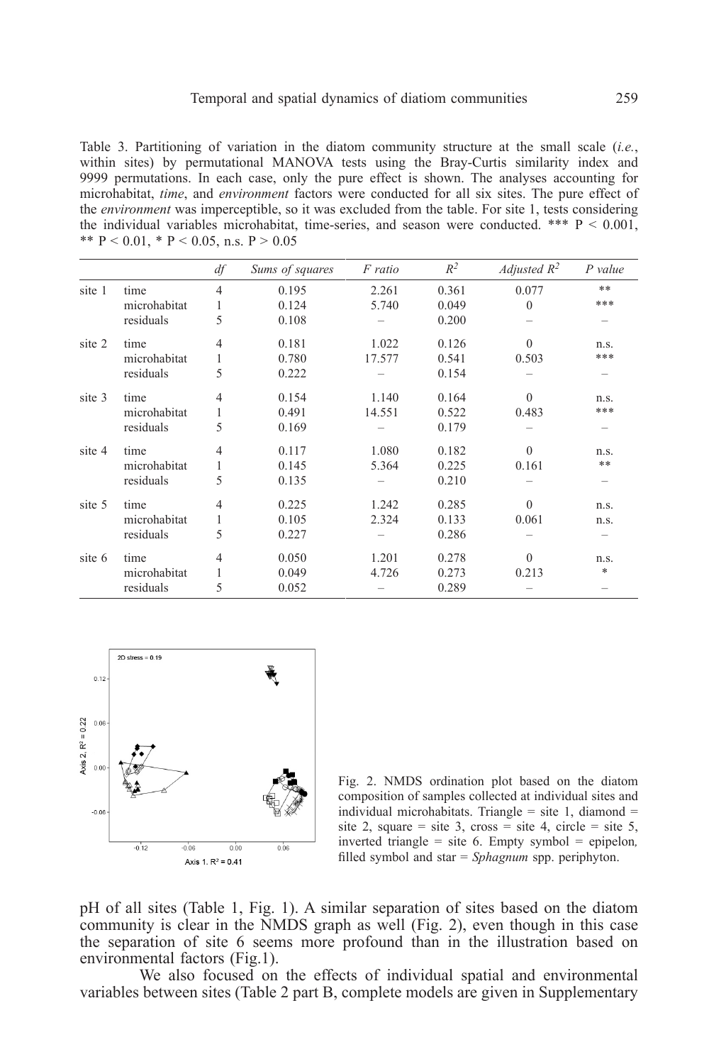Table 3. Partitioning of variation in the diatom community structure at the small scale (*i.e.*, within sites) by permutational MANOVA tests using the Bray-Curtis similarity index and 9999 permutations. In each case, only the pure effect is shown. The analyses accounting for microhabitat, *time*, and *environment* factors were conducted for all six sites. The pure effect of the *environment* was imperceptible, so it was excluded from the table. For site 1, tests considering the individual variables microhabitat, time-series, and season were conducted. *** P < 0.001, ** P < 0.01, * P < 0.05, n.s. P > 0.05

| | | *df* | *Sums of squares* | *F ratio* | $R^2$ | *Adjusted* $R^2$ | *P value* |
|---|---|---|---|---|---|---|---|
| site 1 | time | 4 | 0.195 | 2.261 | 0.361 | 0.077 | ** |
| | microhabitat | 1 | 0.124 | 5.740 | 0.049 | 0 | *** |
| | residuals | 5 | 0.108 | – | 0.200 | – | – |
| site 2 | time | 4 | 0.181 | 1.022 | 0.126 | 0 | n.s. |
| | microhabitat | 1 | 0.780 | 17.577 | 0.541 | 0.503 | *** |
| | residuals | 5 | 0.222 | – | 0.154 | – | – |
| site 3 | time | 4 | 0.154 | 1.140 | 0.164 | 0 | n.s. |
| | microhabitat | 1 | 0.491 | 14.551 | 0.522 | 0.483 | *** |
| | residuals | 5 | 0.169 | – | 0.179 | – | – |
| site 4 | time | 4 | 0.117 | 1.080 | 0.182 | 0 | n.s. |
| | microhabitat | 1 | 0.145 | 5.364 | 0.225 | 0.161 | ** |
| | residuals | 5 | 0.135 | – | 0.210 | – | – |
| site 5 | time | 4 | 0.225 | 1.242 | 0.285 | 0 | n.s. |
| | microhabitat | 1 | 0.105 | 2.324 | 0.133 | 0.061 | n.s. |
| | residuals | 5 | 0.227 | – | 0.286 | – | – |
| site 6 | time | 4 | 0.050 | 1.201 | 0.278 | 0 | n.s. |
| | microhabitat | 1 | 0.049 | 4.726 | 0.273 | 0.213 | * |
| | residuals | 5 | 0.052 | – | 0.289 | – | – |

Fig. 2. NMDS ordination plot based on the diatom composition of samples collected at individual sites and individual microhabitats. Triangle = site 1, diamond = site 2, square = site 3, cross = site 4, circle = site 5, inverted triangle = site 6. Empty symbol = epipelon, filled symbol and star = *Sphagnum* spp. periphyton.

pH of all sites (Table 1, Fig. 1). A similar separation of sites based on the diatom community is clear in the NMDS graph as well (Fig. 2), even though in this case the separation of site 6 seems more profound than in the illustration based on environmental factors (Fig.1).

We also focused on the effects of individual spatial and environmental variables between sites (Table 2 part B, complete models are given in Supplementary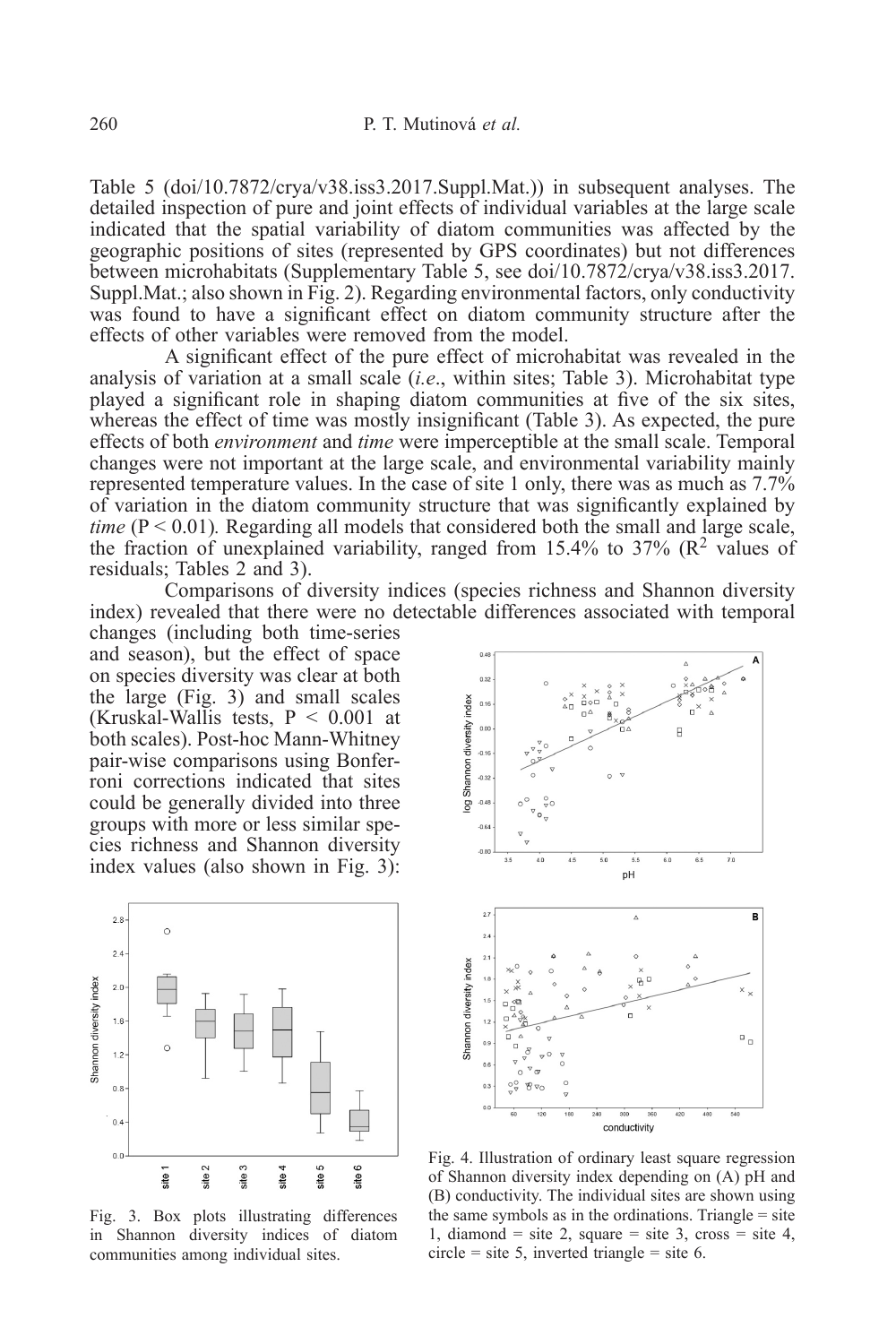Table 5 (doi/10.7872/crya/v38.iss3.2017.Suppl.Mat.)) in subsequent analyses. The detailed inspection of pure and joint effects of individual variables at the large scale indicated that the spatial variability of diatom communities was affected by the geographic positions of sites (represented by GPS coordinates) but not differences between microhabitats (Supplementary Table 5, see doi/10.7872/crya/v38.iss3.2017.Suppl.Mat.; also shown in Fig. 2). Regarding environmental factors, only conductivity was found to have a significant effect on diatom community structure after the effects of other variables were removed from the model.

A significant effect of the pure effect of microhabitat was revealed in the analysis of variation at a small scale (*i.e*., within sites; Table 3). Microhabitat type played a significant role in shaping diatom communities at five of the six sites, whereas the effect of time was mostly insignificant (Table 3). As expected, the pure effects of both *environment* and *time* were imperceptible at the small scale. Temporal changes were not important at the large scale, and environmental variability mainly represented temperature values. In the case of site 1 only, there was as much as 7.7% of variation in the diatom community structure that was significantly explained by *time* ($P < 0.01$). Regarding all models that considered both the small and large scale, the fraction of unexplained variability, ranged from 15.4% to 37% ($R^2$ values of residuals; Tables 2 and 3).

Comparisons of diversity indices (species richness and Shannon diversity index) revealed that there were no detectable differences associated with temporal changes (including both time-series and season), but the effect of space on species diversity was clear at both the large (Fig. 3) and small scales (Kruskal-Wallis tests, $P < 0.001$ at both scales). Post-hoc Mann-Whitney pair-wise comparisons using Bonferroni corrections indicated that sites could be generally divided into three groups with more or less similar species richness and Shannon diversity index values (also shown in Fig. 3):

Fig. 3. Box plots illustrating differences in Shannon diversity indices of diatom communities among individual sites.

Fig. 4. Illustration of ordinary least square regression of Shannon diversity index depending on (A) pH and (B) conductivity. The individual sites are shown using the same symbols as in the ordinations. Triangle = site 1, diamond = site 2, square = site 3, cross = site 4, circle = site 5, inverted triangle = site 6.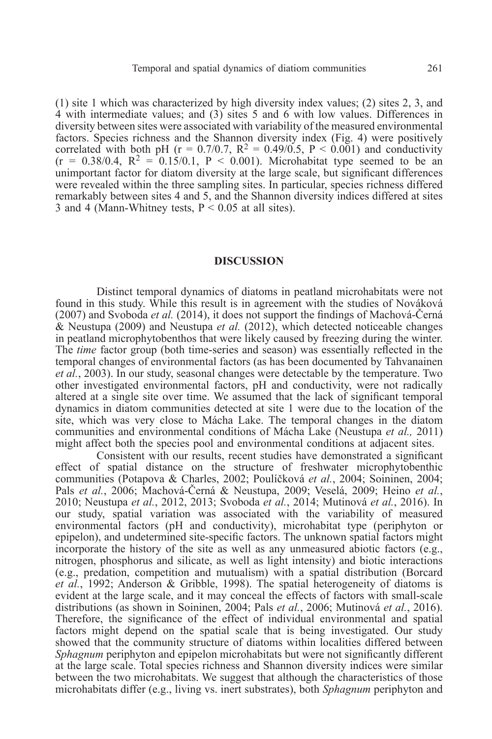(1) site 1 which was characterized by high diversity index values; (2) sites 2, 3, and 4 with intermediate values; and (3) sites 5 and 6 with low values. Differences in diversity between sites were associated with variability of the measured environmental factors. Species richness and the Shannon diversity index (Fig. 4) were positively correlated with both pH ($r = 0.7/0.7$, $R^2 = 0.49/0.5$, $P < 0.001$) and conductivity ($r = 0.38/0.4$, $R^2 = 0.15/0.1$, $P < 0.001$). Microhabitat type seemed to be an unimportant factor for diatom diversity at the large scale, but significant differences were revealed within the three sampling sites. In particular, species richness differed remarkably between sites 4 and 5, and the Shannon diversity indices differed at sites 3 and 4 (Mann-Whitney tests, $P < 0.05$ at all sites).

## DISCUSSION

Distinct temporal dynamics of diatoms in peatland microhabitats were not found in this study. While this result is in agreement with the studies of Nováková (2007) and Svoboda *et al.* (2014), it does not support the findings of Machová-Černá & Neustupa (2009) and Neustupa *et al.* (2012), which detected noticeable changes in peatland microphytobenthos that were likely caused by freezing during the winter. The *time* factor group (both time-series and season) was essentially reflected in the temporal changes of environmental factors (as has been documented by Tahvanainen *et al.*, 2003). In our study, seasonal changes were detectable by the temperature. Two other investigated environmental factors, pH and conductivity, were not radically altered at a single site over time. We assumed that the lack of significant temporal dynamics in diatom communities detected at site 1 were due to the location of the site, which was very close to Mácha Lake. The temporal changes in the diatom communities and environmental conditions of Mácha Lake (Neustupa *et al.,* 2011) might affect both the species pool and environmental conditions at adjacent sites.

Consistent with our results, recent studies have demonstrated a significant effect of spatial distance on the structure of freshwater microphytobenthic communities (Potapova & Charles, 2002; Poulíčková *et al.*, 2004; Soininen, 2004; Pals *et al.*, 2006; Machová-Černá & Neustupa, 2009; Veselá, 2009; Heino *et al.*, 2010; Neustupa *et al.*, 2012, 2013; Svoboda *et al.*, 2014; Mutinová *et al.*, 2016). In our study, spatial variation was associated with the variability of measured environmental factors (pH and conductivity), microhabitat type (periphyton or epipelon), and undetermined site-specific factors. The unknown spatial factors might incorporate the history of the site as well as any unmeasured abiotic factors (e.g., nitrogen, phosphorus and silicate, as well as light intensity) and biotic interactions (e.g., predation, competition and mutualism) with a spatial distribution (Borcard *et al.*, 1992; Anderson & Gribble, 1998). The spatial heterogeneity of diatoms is evident at the large scale, and it may conceal the effects of factors with small-scale distributions (as shown in Soininen, 2004; Pals *et al.*, 2006; Mutinová *et al.*, 2016). Therefore, the significance of the effect of individual environmental and spatial factors might depend on the spatial scale that is being investigated. Our study showed that the community structure of diatoms within localities differed between *Sphagnum* periphyton and epipelon microhabitats but were not significantly different at the large scale. Total species richness and Shannon diversity indices were similar between the two microhabitats. We suggest that although the characteristics of those microhabitats differ (e.g., living vs. inert substrates), both *Sphagnum* periphyton and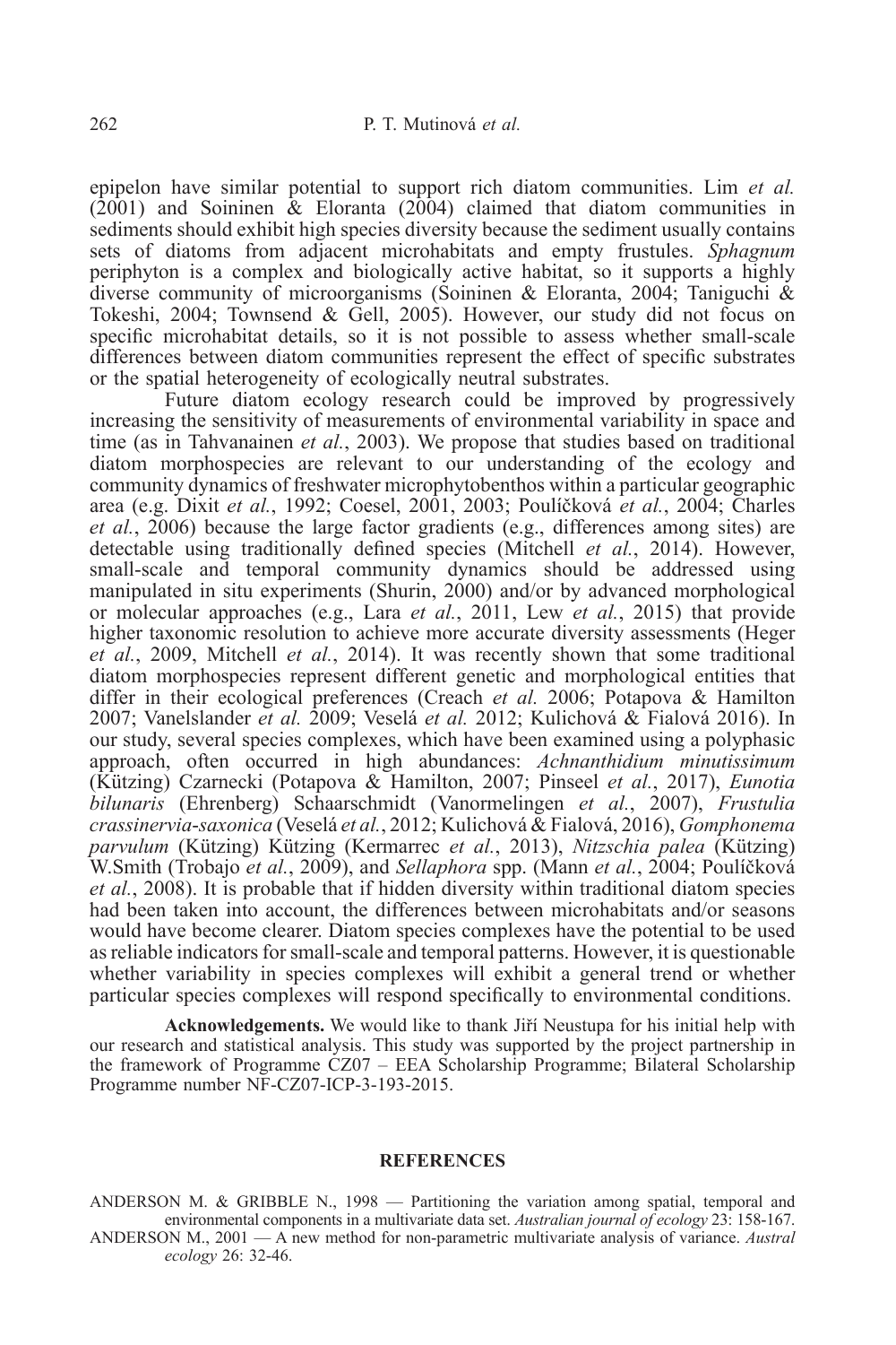epipelon have similar potential to support rich diatom communities. Lim *et al.* (2001) and Soininen & Eloranta (2004) claimed that diatom communities in sediments should exhibit high species diversity because the sediment usually contains sets of diatoms from adjacent microhabitats and empty frustules. *Sphagnum* periphyton is a complex and biologically active habitat, so it supports a highly diverse community of microorganisms (Soininen & Eloranta, 2004; Taniguchi & Tokeshi, 2004; Townsend & Gell, 2005). However, our study did not focus on specific microhabitat details, so it is not possible to assess whether small-scale differences between diatom communities represent the effect of specific substrates or the spatial heterogeneity of ecologically neutral substrates.

Future diatom ecology research could be improved by progressively increasing the sensitivity of measurements of environmental variability in space and time (as in Tahvanainen *et al.*, 2003). We propose that studies based on traditional diatom morphospecies are relevant to our understanding of the ecology and community dynamics of freshwater microphytobenthos within a particular geographic area (e.g. Dixit *et al.*, 1992; Coesel, 2001, 2003; Poulíčková *et al.*, 2004; Charles *et al.*, 2006) because the large factor gradients (e.g., differences among sites) are detectable using traditionally defined species (Mitchell *et al.*, 2014). However, small-scale and temporal community dynamics should be addressed using manipulated in situ experiments (Shurin, 2000) and/or by advanced morphological or molecular approaches (e.g., Lara *et al.*, 2011, Lew *et al.*, 2015) that provide higher taxonomic resolution to achieve more accurate diversity assessments (Heger *et al.*, 2009, Mitchell *et al.*, 2014). It was recently shown that some traditional diatom morphospecies represent different genetic and morphological entities that differ in their ecological preferences (Creach *et al.* 2006; Potapova & Hamilton 2007; Vanelslander *et al.* 2009; Veselá *et al.* 2012; Kulichová & Fialová 2016). In our study, several species complexes, which have been examined using a polyphasic approach, often occurred in high abundances: *Achnanthidium minutissimum* (Kützing) Czarnecki (Potapova & Hamilton, 2007; Pinseel *et al.*, 2017), *Eunotia bilunaris* (Ehrenberg) Schaarschmidt (Vanormelingen *et al.*, 2007), *Frustulia crassinervia-saxonica* (Veselá *et al.*, 2012; Kulichová & Fialová, 2016), *Gomphonema parvulum* (Kützing) Kützing (Kermarrec *et al.*, 2013), *Nitzschia palea* (Kützing) W.Smith (Trobajo *et al.*, 2009), and *Sellaphora* spp. (Mann *et al.*, 2004; Poulíčková *et al.*, 2008). It is probable that if hidden diversity within traditional diatom species had been taken into account, the differences between microhabitats and/or seasons would have become clearer. Diatom species complexes have the potential to be used as reliable indicators for small-scale and temporal patterns. However, it is questionable whether variability in species complexes will exhibit a general trend or whether particular species complexes will respond specifically to environmental conditions.

**Acknowledgements.** We would like to thank Jiří Neustupa for his initial help with our research and statistical analysis. This study was supported by the project partnership in the framework of Programme CZ07 – EEA Scholarship Programme; Bilateral Scholarship Programme number NF-CZ07-ICP-3-193-2015.

## REFERENCES

ANDERSON M. & GRIBBLE N., 1998 — Partitioning the variation among spatial, temporal and environmental components in a multivariate data set. *Australian journal of ecology* 23: 158-167.

ANDERSON M., 2001 — A new method for non-parametric multivariate analysis of variance. *Austral ecology* 26: 32-46.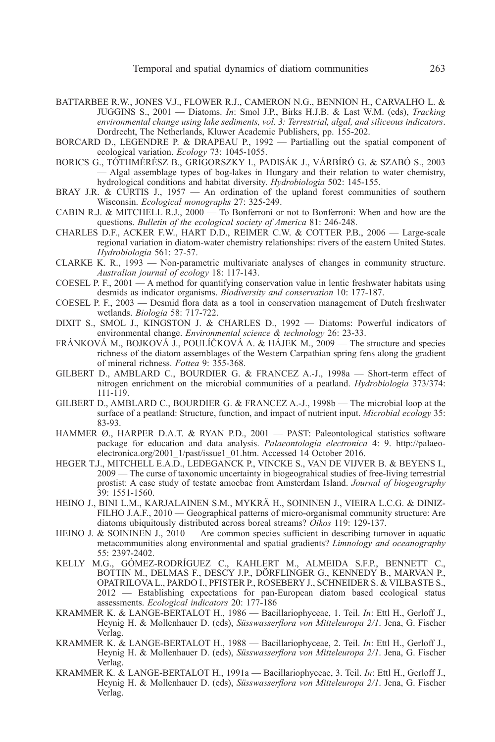BATTARBEE R.W., JONES V.J., FLOWER R.J., CAMERON N.G., BENNION H., CARVALHO L. & JUGGINS S., 2001 — Diatoms. *In*: Smol J.P., Birks H.J.B. & Last W.M. (eds), *Tracking environmental change using lake sediments, vol. 3: Terrestrial, algal, and siliceous indicators*. Dordrecht, The Netherlands, Kluwer Academic Publishers, pp. 155-202.

BORCARD D., LEGENDRE P. & DRAPEAU P., 1992 — Partialling out the spatial component of ecological variation. *Ecology* 73: 1045-1055.

BORICS G., TÓTHMÉRÉSZ B., GRIGORSZKY I., PADISÁK J., VÁRBÍRÓ G. & SZABÓ S., 2003 — Algal assemblage types of bog-lakes in Hungary and their relation to water chemistry, hydrological conditions and habitat diversity. *Hydrobiologia* 502: 145-155.

BRAY J.R. & CURTIS J., 1957 — An ordination of the upland forest communities of southern Wisconsin. *Ecological monographs* 27: 325-249.

CABIN R.J. & MITCHELL R.J., 2000 — To Bonferroni or not to Bonferroni: When and how are the questions. *Bulletin of the ecological society of America* 81: 246-248.

CHARLES D.F., ACKER F.W., HART D.D., REIMER C.W. & COTTER P.B., 2006 — Large-scale regional variation in diatom-water chemistry relationships: rivers of the eastern United States. *Hydrobiologia* 561: 27-57.

CLARKE K. R., 1993 — Non-parametric multivariate analyses of changes in community structure. *Australian journal of ecology* 18: 117-143.

COESEL P. F., 2001 — A method for quantifying conservation value in lentic freshwater habitats using desmids as indicator organisms. *Biodiversity and conservation* 10: 177-187.

COESEL P. F., 2003 — Desmid flora data as a tool in conservation management of Dutch freshwater wetlands. *Biologia* 58: 717-722.

DIXIT S., SMOL J., KINGSTON J. & CHARLES D., 1992 — Diatoms: Powerful indicators of environmental change. *Environmental science & technology* 26: 23-33.

FRÁNKOVÁ M., BOJKOVÁ J., POULÍČKOVÁ A. & HÁJEK M., 2009 — The structure and species richness of the diatom assemblages of the Western Carpathian spring fens along the gradient of mineral richness. *Fottea* 9: 355-368.

GILBERT D., AMBLARD C., BOURDIER G. & FRANCEZ A.-J., 1998a — Short-term effect of nitrogen enrichment on the microbial communities of a peatland. *Hydrobiologia* 373/374: 111-119.

GILBERT D., AMBLARD C., BOURDIER G. & FRANCEZ A.-J., 1998b — The microbial loop at the surface of a peatland: Structure, function, and impact of nutrient input. *Microbial ecology* 35: 83-93.

HAMMER Ø., HARPER D.A.T. & RYAN P.D., 2001 — PAST: Paleontological statistics software package for education and data analysis. *Palaeontologia electronica* 4: 9. http://palaeo-electronica.org/2001_1/past/issue1_01.htm. Accessed 14 October 2016.

HEGER T.J., MITCHELL E.A.D., LEDEGANCK P., VINCKE S., VAN DE VIJVER B. & BEYENS I., 2009 — The curse of taxonomic uncertainty in biogeograhical studies of free-living terrestrial prostist: A case study of testate amoebae from Amsterdam Island. *Journal of biogeography* 39: 1551-1560.

HEINO J., BINI L.M., KARJALAINEN S.M., MYKRÄ H., SOININEN J., VIEIRA L.C.G. & DINIZ-FILHO J.A.F., 2010 — Geographical patterns of micro-organismal community structure: Are diatoms ubiquitously distributed across boreal streams? *Oikos* 119: 129-137.

HEINO J. & SOININEN J., 2010 — Are common species sufficient in describing turnover in aquatic metacommunities along environmental and spatial gradients? *Limnology and oceanography* 55: 2397-2402.

KELLY M.G., GÓMEZ-RODRÍGUEZ C., KAHLERT M., ALMEIDA S.F.P., BENNETT C., BOTTIN M., DELMAS F., DESCY J.P., DÖRFLINGER G., KENNEDY B., MARVAN P., OPATRILOVA L., PARDO I., PFISTER P., ROSEBERY J., SCHNEIDER S. & VILBASTE S., 2012 — Establishing expectations for pan-European diatom based ecological status assessments. *Ecological indicators* 20: 177-186

KRAMMER K. & LANGE-BERTALOT H., 1986 — Bacillariophyceae, 1. Teil. *In*: Ettl H., Gerloff J., Heynig H. & Mollenhauer D. (eds), *Süsswasserflora von Mitteleuropa 2/1*. Jena, G. Fischer Verlag.

KRAMMER K. & LANGE-BERTALOT H., 1988 — Bacillariophyceae, 2. Teil. *In*: Ettl H., Gerloff J., Heynig H. & Mollenhauer D. (eds), *Süsswasserflora von Mitteleuropa 2/1*. Jena, G. Fischer Verlag.

KRAMMER K. & LANGE-BERTALOT H., 1991a — Bacillariophyceae, 3. Teil. *In*: Ettl H., Gerloff J., Heynig H. & Mollenhauer D. (eds), *Süsswasserflora von Mitteleuropa 2/1*. Jena, G. Fischer Verlag.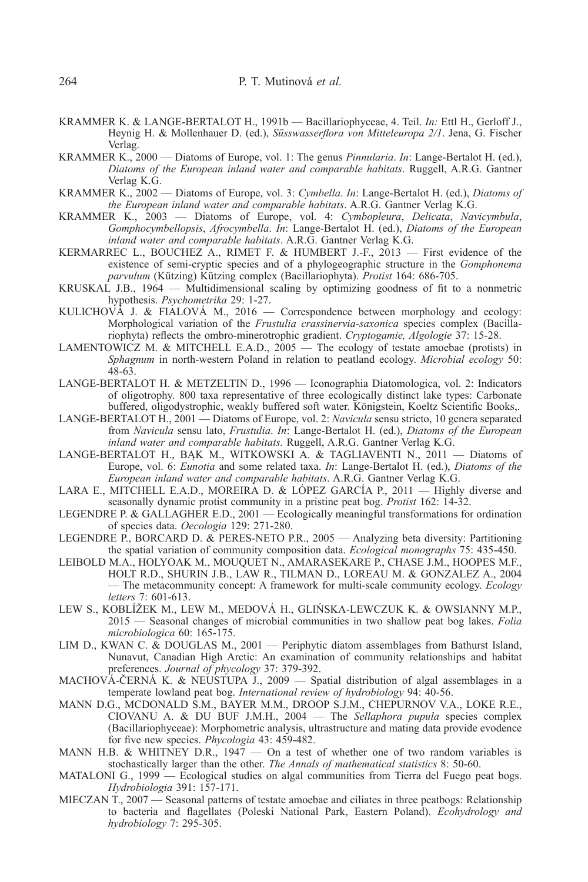KRAMMER K. & LANGE-BERTALOT H., 1991b — Bacillariophyceae, 4. Teil. *In:* Ettl H., Gerloff J., Heynig H. & Mollenhauer D. (ed.), *Süsswasserflora von Mitteleuropa 2/1*. Jena, G. Fischer Verlag.

KRAMMER K., 2000 — Diatoms of Europe, vol. 1: The genus *Pinnularia*. *In*: Lange-Bertalot H. (ed.), *Diatoms of the European inland water and comparable habitats*. Ruggell, A.R.G. Gantner Verlag K.G.

KRAMMER K., 2002 — Diatoms of Europe, vol. 3: *Cymbella*. *In*: Lange-Bertalot H. (ed.), *Diatoms of the European inland water and comparable habitats*. A.R.G. Gantner Verlag K.G.

KRAMMER K., 2003 — Diatoms of Europe, vol. 4: *Cymbopleura*, *Delicata*, *Navicymbula*, *Gomphocymbellopsis*, *Afrocymbella*. *In*: Lange-Bertalot H. (ed.), *Diatoms of the European inland water and comparable habitats*. A.R.G. Gantner Verlag K.G.

KERMARREC L., BOUCHEZ A., RIMET F. & HUMBERT J.-F., 2013 — First evidence of the existence of semi-cryptic species and of a phylogeographic structure in the *Gomphonema parvulum* (Kützing) Kützing complex (Bacillariophyta). *Protist* 164: 686-705.

KRUSKAL J.B., 1964 — Multidimensional scaling by optimizing goodness of fit to a nonmetric hypothesis. *Psychometrika* 29: 1-27.

KULICHOVÁ J. & FIALOVÁ M., 2016 — Correspondence between morphology and ecology: Morphological variation of the *Frustulia crassinervia-saxonica* species complex (Bacillariophyta) reflects the ombro-minerotrophic gradient. *Cryptogamie, Algologie* 37: 15-28.

LAMENTOWICZ M. & MITCHELL E.A.D., 2005 — The ecology of testate amoebae (protists) in *Sphagnum* in north-western Poland in relation to peatland ecology. *Microbial ecology* 50: 48-63.

LANGE-BERTALOT H. & METZELTIN D., 1996 — Iconographia Diatomologica, vol. 2: Indicators of oligotrophy. 800 taxa representative of three ecologically distinct lake types: Carbonate buffered, oligodystrophic, weakly buffered soft water. Königstein, Koeltz Scientific Books,.

LANGE-BERTALOT H., 2001 — Diatoms of Europe, vol. 2: *Navicula* sensu stricto, 10 genera separated from *Navicula* sensu lato, *Frustulia*. *In*: Lange-Bertalot H. (ed.), *Diatoms of the European inland water and comparable habitats.* Ruggell, A.R.G. Gantner Verlag K.G.

LANGE-BERTALOT H., BĄK M., WITKOWSKI A. & TAGLIAVENTI N., 2011 — Diatoms of Europe, vol. 6: *Eunotia* and some related taxa. *In*: Lange-Bertalot H. (ed.), *Diatoms of the European inland water and comparable habitats*. A.R.G. Gantner Verlag K.G.

LARA E., MITCHELL E.A.D., MOREIRA D. & LÓPEZ GARCÍA P., 2011 — Highly diverse and seasonally dynamic protist community in a pristine peat bog. *Protist* 162: 14-32.

LEGENDRE P. & GALLAGHER E.D., 2001 — Ecologically meaningful transformations for ordination of species data. *Oecologia* 129: 271-280.

LEGENDRE P., BORCARD D. & PERES-NETO P.R., 2005 — Analyzing beta diversity: Partitioning the spatial variation of community composition data. *Ecological monographs* 75: 435-450.

LEIBOLD M.A., HOLYOAK M., MOUQUET N., AMARASEKARE P., CHASE J.M., HOOPES M.F., HOLT R.D., SHURIN J.B., LAW R., TILMAN D., LOREAU M. & GONZALEZ A., 2004 — The metacommunity concept: A framework for multi-scale community ecology. *Ecology letters* 7: 601-613.

LEW S., KOBLÍŽEK M., LEW M., MEDOVÁ H., GLIŃSKA-LEWCZUK K. & OWSIANNY M.P., 2015 — Seasonal changes of microbial communities in two shallow peat bog lakes. *Folia microbiologica* 60: 165-175.

LIM D., KWAN C. & DOUGLAS M., 2001 — Periphytic diatom assemblages from Bathurst Island, Nunavut, Canadian High Arctic: An examination of community relationships and habitat preferences. *Journal of phycology* 37: 379-392.

MACHOVÁ-ČERNÁ K. & NEUSTUPA J., 2009 — Spatial distribution of algal assemblages in a temperate lowland peat bog. *International review of hydrobiology* 94: 40-56.

MANN D.G., MCDONALD S.M., BAYER M.M., DROOP S.J.M., CHEPURNOV V.A., LOKE R.E., CIOVANU A. & DU BUF J.M.H., 2004 — The *Sellaphora pupula* species complex (Bacillariophyceae): Morphometric analysis, ultrastructure and mating data provide evodence for five new species. *Phycologia* 43: 459-482.

MANN H.B. & WHITNEY D.R., 1947 — On a test of whether one of two random variables is stochastically larger than the other. *The Annals of mathematical statistics* 8: 50-60.

MATALONI G., 1999 — Ecological studies on algal communities from Tierra del Fuego peat bogs. *Hydrobiologia* 391: 157-171.

MIECZAN T., 2007 — Seasonal patterns of testate amoebae and ciliates in three peatbogs: Relationship to bacteria and flagellates (Poleski National Park, Eastern Poland). *Ecohydrology and hydrobiology* 7: 295-305.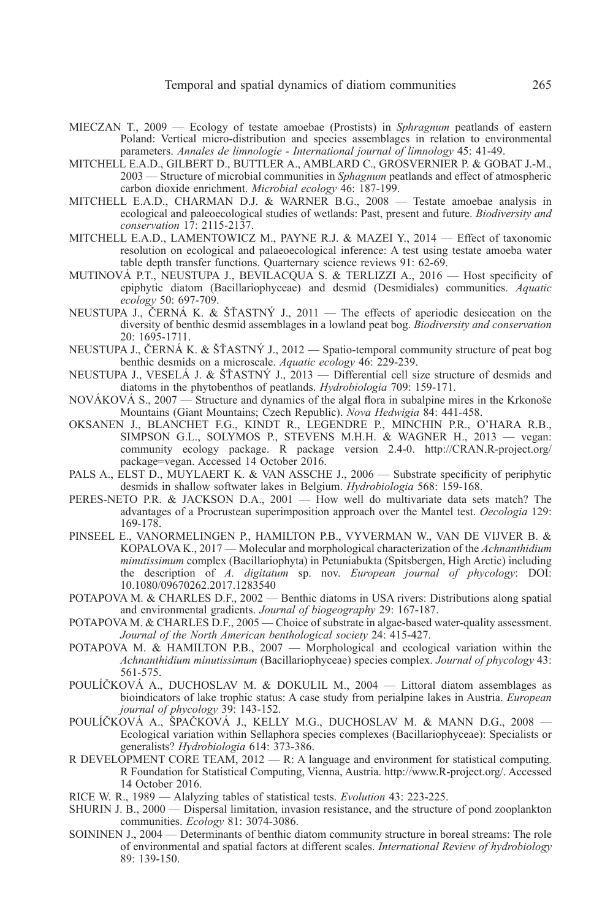MIECZAN T., 2009 — Ecology of testate amoebae (Prostists) in *Sphragnum* peatlands of eastern Poland: Vertical micro-distribution and species assemblages in relation to environmental parameters. *Annales de limnologie - International journal of limnology* 45: 41-49.

MITCHELL E.A.D., GILBERT D., BUTTLER A., AMBLARD C., GROSVERNIER P. & GOBAT J.-M., 2003 — Structure of microbial communities in *Sphagnum* peatlands and effect of atmospheric carbon dioxide enrichment. *Microbial ecology* 46: 187-199.

MITCHELL E.A.D., CHARMAN D.J. & WARNER B.G., 2008 — Testate amoebae analysis in ecological and paleoecological studies of wetlands: Past, present and future. *Biodiversity and conservation* 17: 2115-2137.

MITCHELL E.A.D., LAMENTOWICZ M., PAYNE R.J. & MAZEI Y., 2014 — Effect of taxonomic resolution on ecological and palaeoecological inference: A test using testate amoeba water table depth transfer functions. Quarternary science reviews 91: 62-69.

MUTINOVÁ P.T., NEUSTUPA J., BEVILACQUA S. & TERLIZZI A., 2016 — Host specificity of epiphytic diatom (Bacillariophyceae) and desmid (Desmidiales) communities. *Aquatic ecology* 50: 697-709.

NEUSTUPA J., ČERNÁ K. & ŠŤASTNÝ J., 2011 — The effects of aperiodic desiccation on the diversity of benthic desmid assemblages in a lowland peat bog. *Biodiversity and conservation* 20: 1695-1711.

NEUSTUPA J., ČERNÁ K. & ŠŤASTNÝ J., 2012 — Spatio-temporal community structure of peat bog benthic desmids on a microscale. *Aquatic ecology* 46: 229-239.

NEUSTUPA J., VESELÁ J. & ŠŤASTNÝ J., 2013 — Differential cell size structure of desmids and diatoms in the phytobenthos of peatlands. *Hydrobiologia* 709: 159-171.

NOVÁKOVÁ S., 2007 — Structure and dynamics of the algal flora in subalpine mires in the Krkonoše Mountains (Giant Mountains; Czech Republic). *Nova Hedwigia* 84: 441-458.

OKSANEN J., BLANCHET F.G., KINDT R., LEGENDRE P., MINCHIN P.R., O'HARA R.B., SIMPSON G.L., SOLYMOS P., STEVENS M.H.H. & WAGNER H., 2013 — vegan: community ecology package. R package version 2.4-0. http://CRAN.R-project.org/package=vegan. Accessed 14 October 2016.

PALS A., ELST D., MUYLAERT K. & VAN ASSCHE J., 2006 — Substrate specificity of periphytic desmids in shallow softwater lakes in Belgium. *Hydrobiologia* 568: 159-168.

PERES-NETO P.R. & JACKSON D.A., 2001 — How well do multivariate data sets match? The advantages of a Procrustean superimposition approach over the Mantel test. *Oecologia* 129: 169-178.

PINSEEL E., VANORMELINGEN P., HAMILTON P.B., VYVERMAN W., VAN DE VIJVER B. & KOPALOVA K., 2017 — Molecular and morphological characterization of the *Achnanthidium minutissimum* complex (Bacillariophyta) in Petuniabukta (Spitsbergen, High Arctic) including the description of *A. digitatum* sp. nov. *European journal of phycology*: DOI: 10.1080/09670262.2017.1283540

POTAPOVA M. & CHARLES D.F., 2002 — Benthic diatoms in USA rivers: Distributions along spatial and environmental gradients. *Journal of biogeography* 29: 167-187.

POTAPOVA M. & CHARLES D.F., 2005 — Choice of substrate in algae-based water-quality assessment. *Journal of the North American benthological society* 24: 415-427.

POTAPOVA M. & HAMILTON P.B., 2007 — Morphological and ecological variation within the *Achnanthidium minutissimum* (Bacillariophyceae) species complex. *Journal of phycology* 43: 561-575.

POULÍČKOVÁ A., DUCHOSLAV M. & DOKULIL M., 2004 — Littoral diatom assemblages as bioindicators of lake trophic status: A case study from perialpine lakes in Austria. *European journal of phycology* 39: 143-152.

POULÍČKOVÁ A., ŠPAČKOVÁ J., KELLY M.G., DUCHOSLAV M. & MANN D.G., 2008 — Ecological variation within Sellaphora species complexes (Bacillariophyceae): Specialists or generalists? *Hydrobiologia* 614: 373-386.

R DEVELOPMENT CORE TEAM, 2012 — R: A language and environment for statistical computing. R Foundation for Statistical Computing, Vienna, Austria. http://www.R-project.org/. Accessed 14 October 2016.

RICE W. R., 1989 — Alalyzing tables of statistical tests. *Evolution* 43: 223-225.

SHURIN J. B., 2000 — Dispersal limitation, invasion resistance, and the structure of pond zooplankton communities. *Ecology* 81: 3074-3086.

SOININEN J., 2004 — Determinants of benthic diatom community structure in boreal streams: The role of environmental and spatial factors at different scales. *International Review of hydrobiology* 89: 139-150.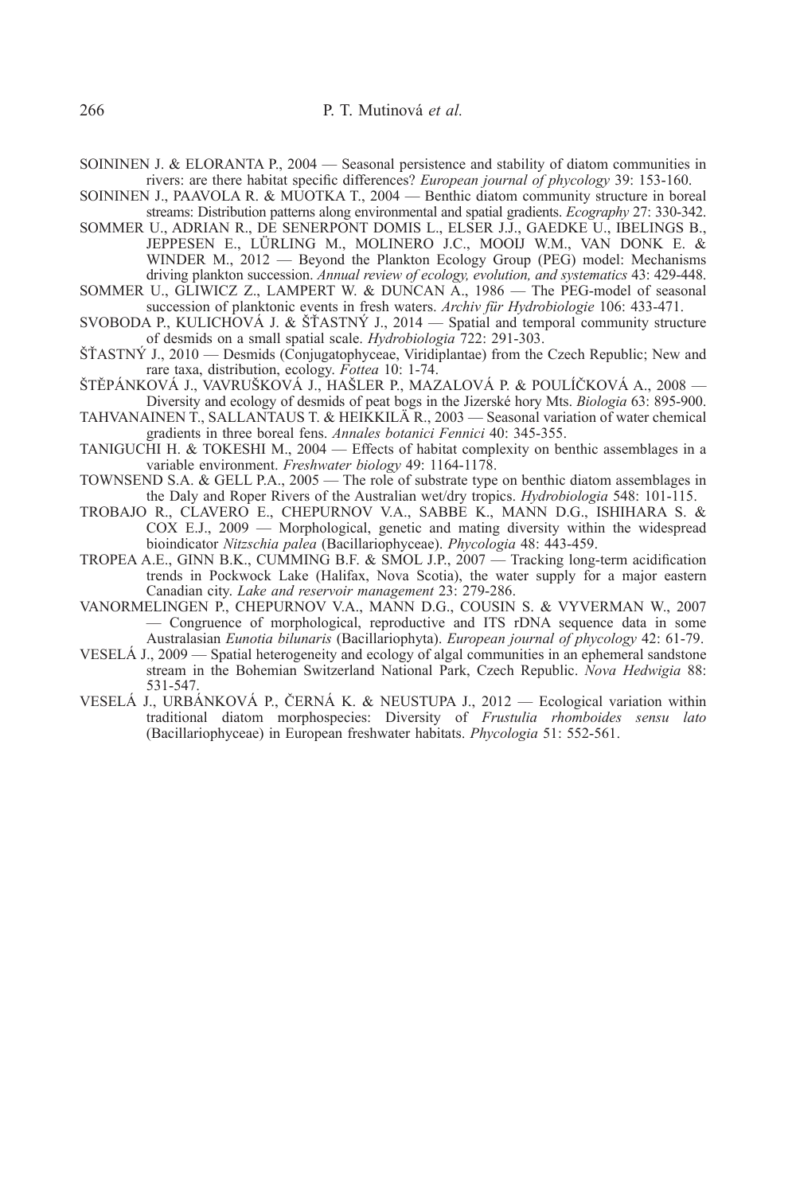SOININEN J. & ELORANTA P., 2004 — Seasonal persistence and stability of diatom communities in rivers: are there habitat specific differences? *European journal of phycology* 39: 153-160.

SOININEN J., PAAVOLA R. & MUOTKA T., 2004 — Benthic diatom community structure in boreal streams: Distribution patterns along environmental and spatial gradients. *Ecography* 27: 330-342.

SOMMER U., ADRIAN R., DE SENERPONT DOMIS L., ELSER J.J., GAEDKE U., IBELINGS B., JEPPESEN E., LÜRLING M., MOLINERO J.C., MOOIJ W.M., VAN DONK E. & WINDER M., 2012 — Beyond the Plankton Ecology Group (PEG) model: Mechanisms driving plankton succession. *Annual review of ecology, evolution, and systematics* 43: 429-448.

SOMMER U., GLIWICZ Z., LAMPERT W. & DUNCAN A., 1986 — The PEG-model of seasonal succession of planktonic events in fresh waters. *Archiv für Hydrobiologie* 106: 433-471.

SVOBODA P., KULICHOVÁ J. & ŠŤASTNÝ J., 2014 — Spatial and temporal community structure of desmids on a small spatial scale. *Hydrobiologia* 722: 291-303.

ŠŤASTNÝ J., 2010 — Desmids (Conjugatophyceae, Viridiplantae) from the Czech Republic; New and rare taxa, distribution, ecology. *Fottea* 10: 1-74.

ŠTĚPÁNKOVÁ J., VAVRUŠKOVÁ J., HAŠLER P., MAZALOVÁ P. & POULÍČKOVÁ A., 2008 — Diversity and ecology of desmids of peat bogs in the Jizerské hory Mts. *Biologia* 63: 895-900.

TAHVANAINEN T., SALLANTAUS T. & HEIKKILÄ R., 2003 — Seasonal variation of water chemical gradients in three boreal fens. *Annales botanici Fennici* 40: 345-355.

TANIGUCHI H. & TOKESHI M., 2004 — Effects of habitat complexity on benthic assemblages in a variable environment. *Freshwater biology* 49: 1164-1178.

TOWNSEND S.A. & GELL P.A., 2005 — The role of substrate type on benthic diatom assemblages in the Daly and Roper Rivers of the Australian wet/dry tropics. *Hydrobiologia* 548: 101-115.

TROBAJO R., CLAVERO E., CHEPURNOV V.A., SABBE K., MANN D.G., ISHIHARA S. & COX E.J., 2009 — Morphological, genetic and mating diversity within the widespread bioindicator *Nitzschia palea* (Bacillariophyceae). *Phycologia* 48: 443-459.

TROPEA A.E., GINN B.K., CUMMING B.F. & SMOL J.P., 2007 — Tracking long-term acidification trends in Pockwock Lake (Halifax, Nova Scotia), the water supply for a major eastern Canadian city. *Lake and reservoir management* 23: 279-286.

VANORMELINGEN P., CHEPURNOV V.A., MANN D.G., COUSIN S. & VYVERMAN W., 2007 — Congruence of morphological, reproductive and ITS rDNA sequence data in some Australasian *Eunotia bilunaris* (Bacillariophyta). *European journal of phycology* 42: 61-79.

VESELÁ J., 2009 — Spatial heterogeneity and ecology of algal communities in an ephemeral sandstone stream in the Bohemian Switzerland National Park, Czech Republic. *Nova Hedwigia* 88: 531-547.

VESELÁ J., URBÁNKOVÁ P., ČERNÁ K. & NEUSTUPA J., 2012 — Ecological variation within traditional diatom morphospecies: Diversity of *Frustulia rhomboides sensu lato* (Bacillariophyceae) in European freshwater habitats. *Phycologia* 51: 552-561.